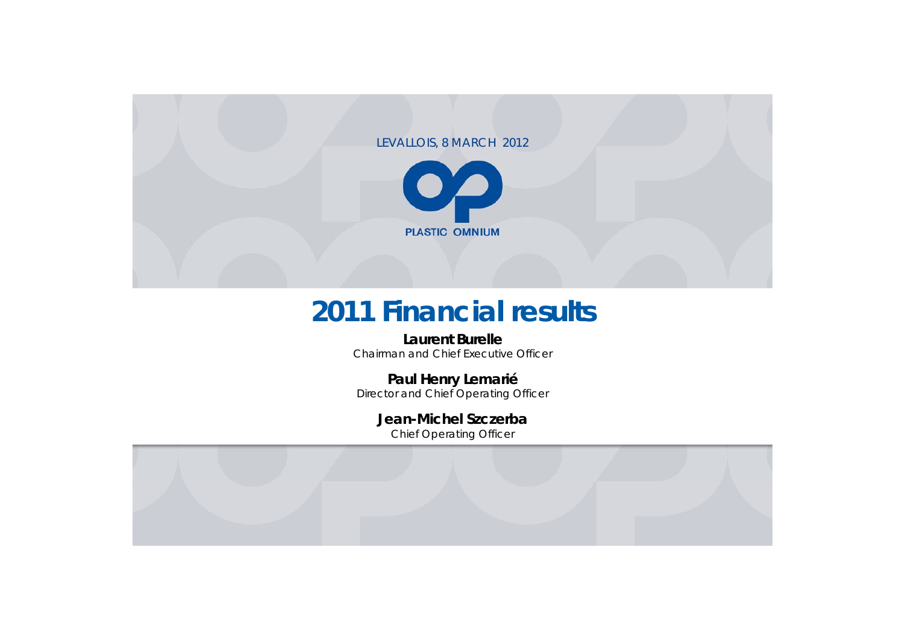LEVALLOIS, 8 MARCH 2012

PLASTIC OMNIUM

# 2011 Financial results

**Laurent Burelle**
Chairman and Chief Executive Officer

**Paul Henry Lemarié**
Director and Chief Operating Officer

**Jean-Michel Szczerba**
Chief Operating Officer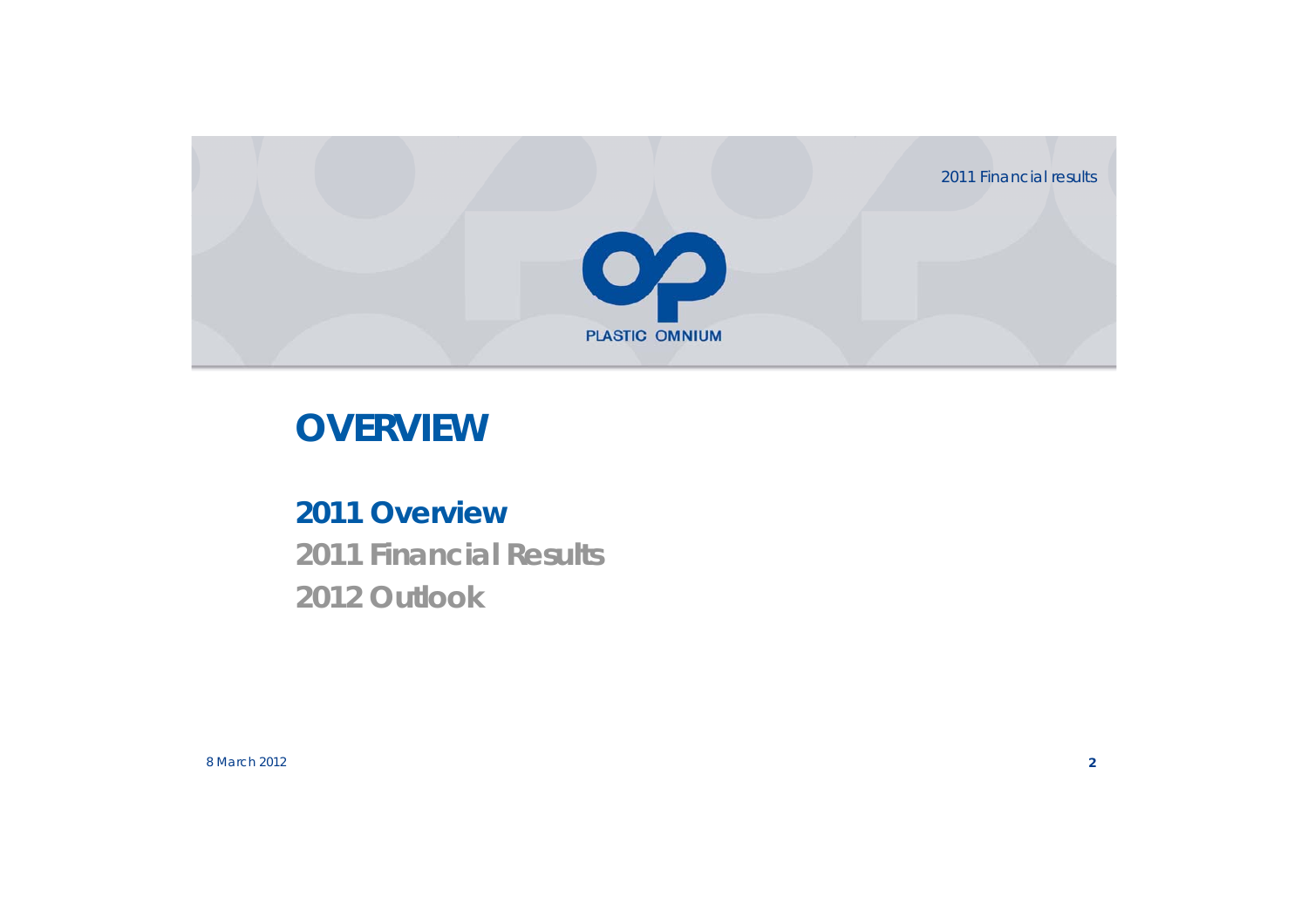# OVERVIEW

**2011 Overview**

**2011 Financial Results**

**2012 Outlook**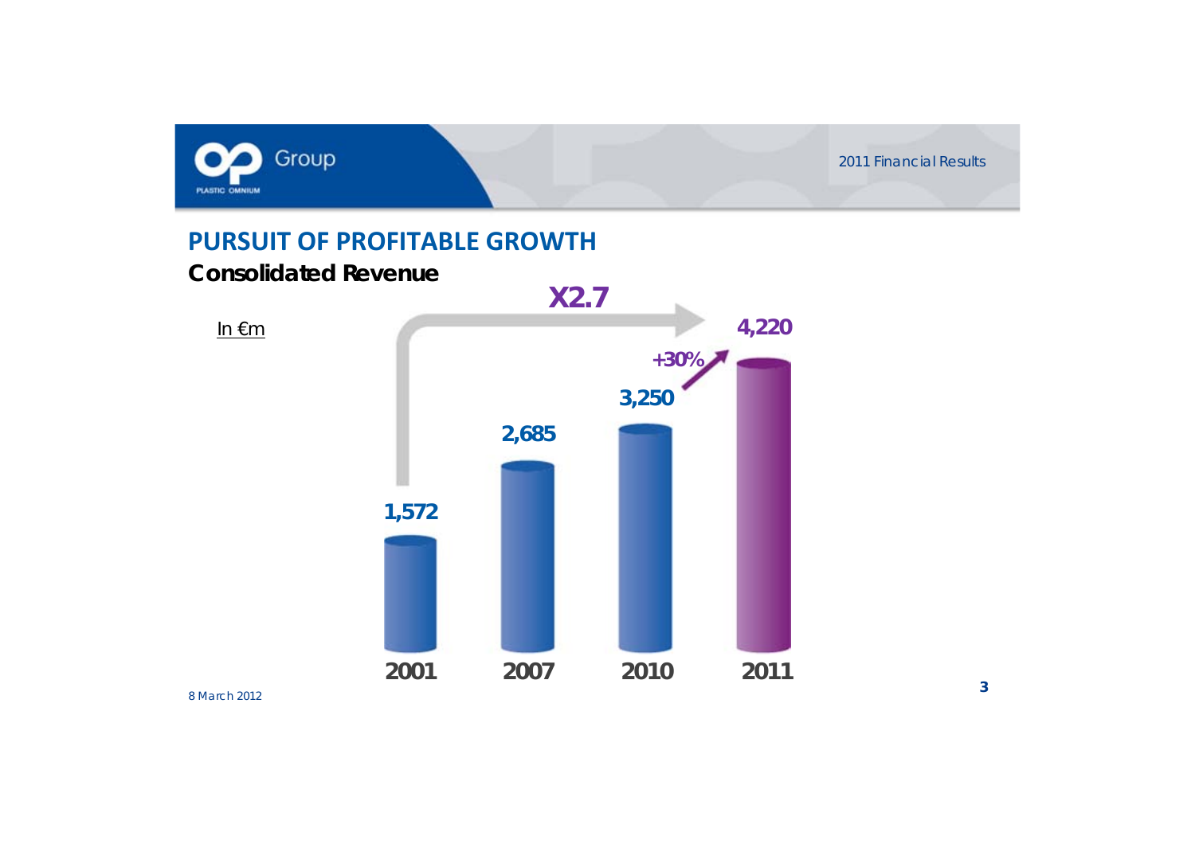## PURSUIT OF PROFITABLE GROWTH

**Consolidated Revenue**

In €m

| 2001 | 2007 | 2010 | 2011 |
|---|---|---|---|
| 1,572 | 2,685 | 3,250 | 4,220 |

X2.7

+30%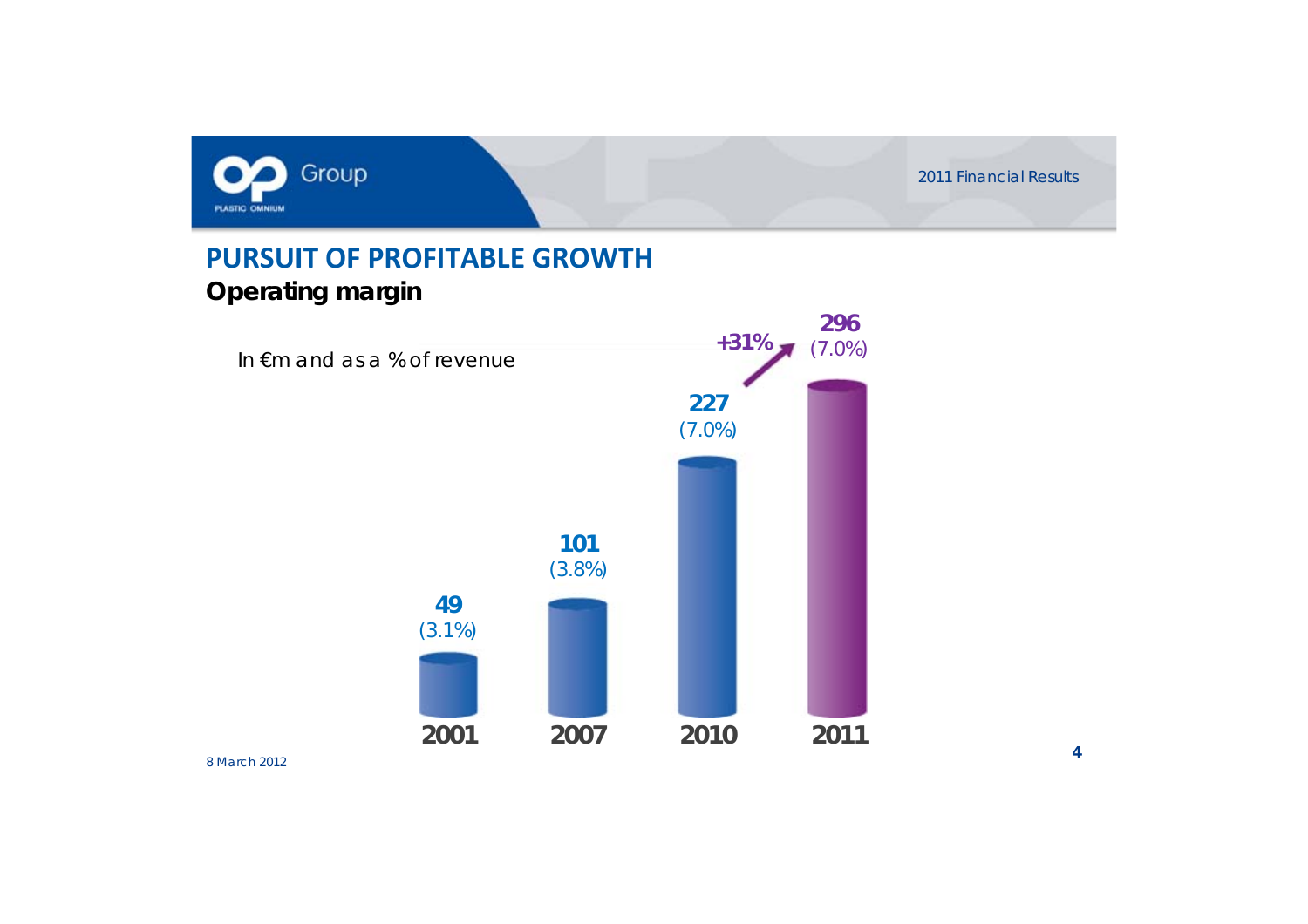## PURSUIT OF PROFITABLE GROWTH

### Operating margin

In €m and as a % of revenue

| Year | Operating margin (€m) | % of revenue |
| --- | --- | --- |
| 2001 | 49 | (3.1%) |
| 2007 | 101 | (3.8%) |
| 2010 | 227 | (7.0%) |
| 2011 | 296 | (7.0%) |

+31%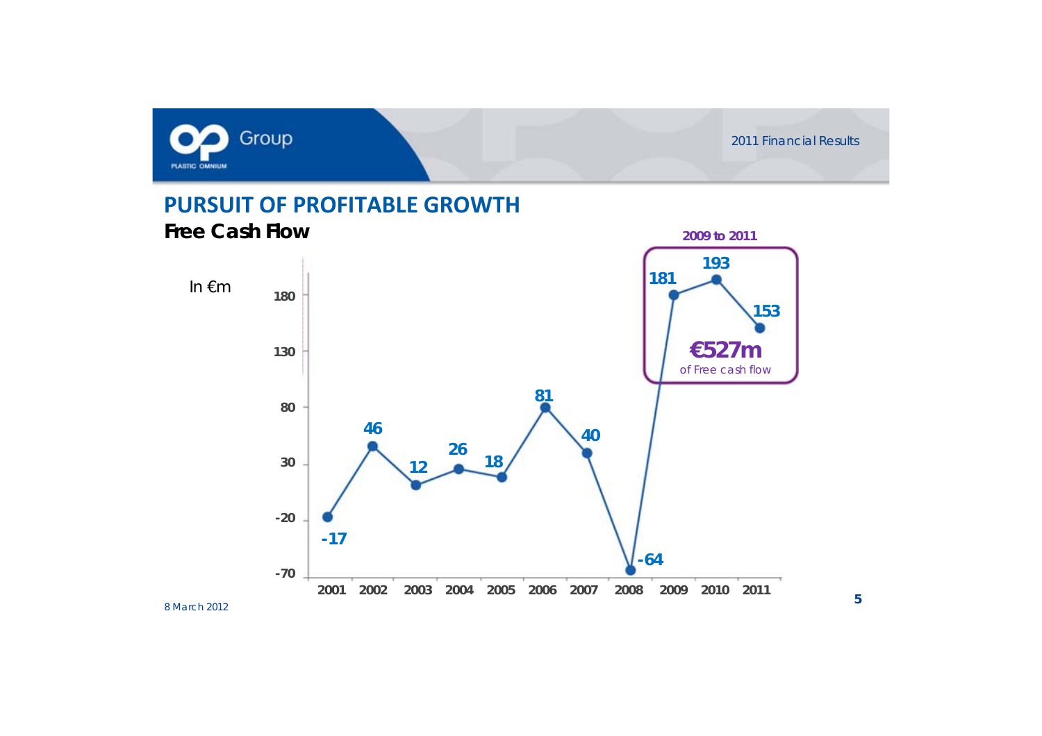# PURSUIT OF PROFITABLE GROWTH

## Free Cash Flow

In €m

| Year | Free Cash Flow |
|---|---|
| 2001 | -17 |
| 2002 | 46 |
| 2003 | 12 |
| 2004 | 26 |
| 2005 | 18 |
| 2006 | 81 |
| 2007 | 40 |
| 2008 | -64 |
| 2009 | 181 |
| 2010 | 193 |
| 2011 | 153 |

**2009 to 2011**

**€527m** of Free cash flow

8 March 2012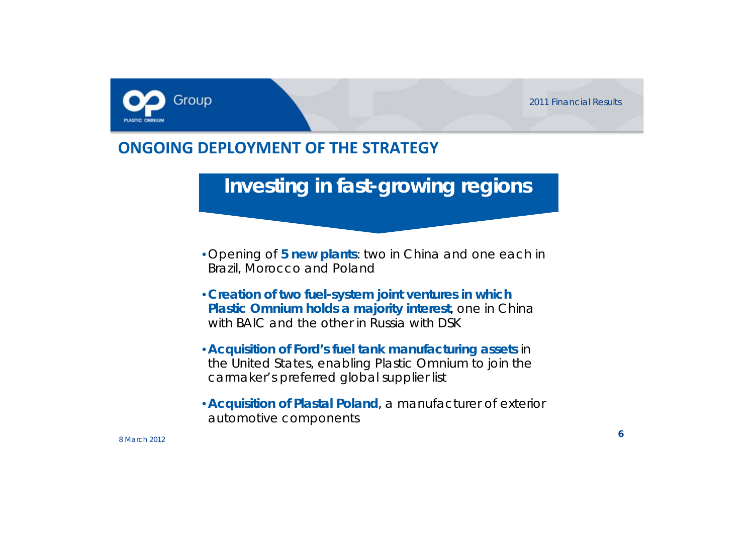## ONGOING DEPLOYMENT OF THE STRATEGY

### Investing in fast-growing regions

- Opening of **5 new plants**: two in China and one each in Brazil, Morocco and Poland
- **Creation of two fuel-system joint ventures in which Plastic Omnium holds a majority interest**, one in China with BAIC and the other in Russia with DSK
- **Acquisition of Ford's fuel tank manufacturing assets** in the United States, enabling Plastic Omnium to join the carmaker's preferred global supplier list
- **Acquisition of Plastal Poland**, a manufacturer of exterior automotive components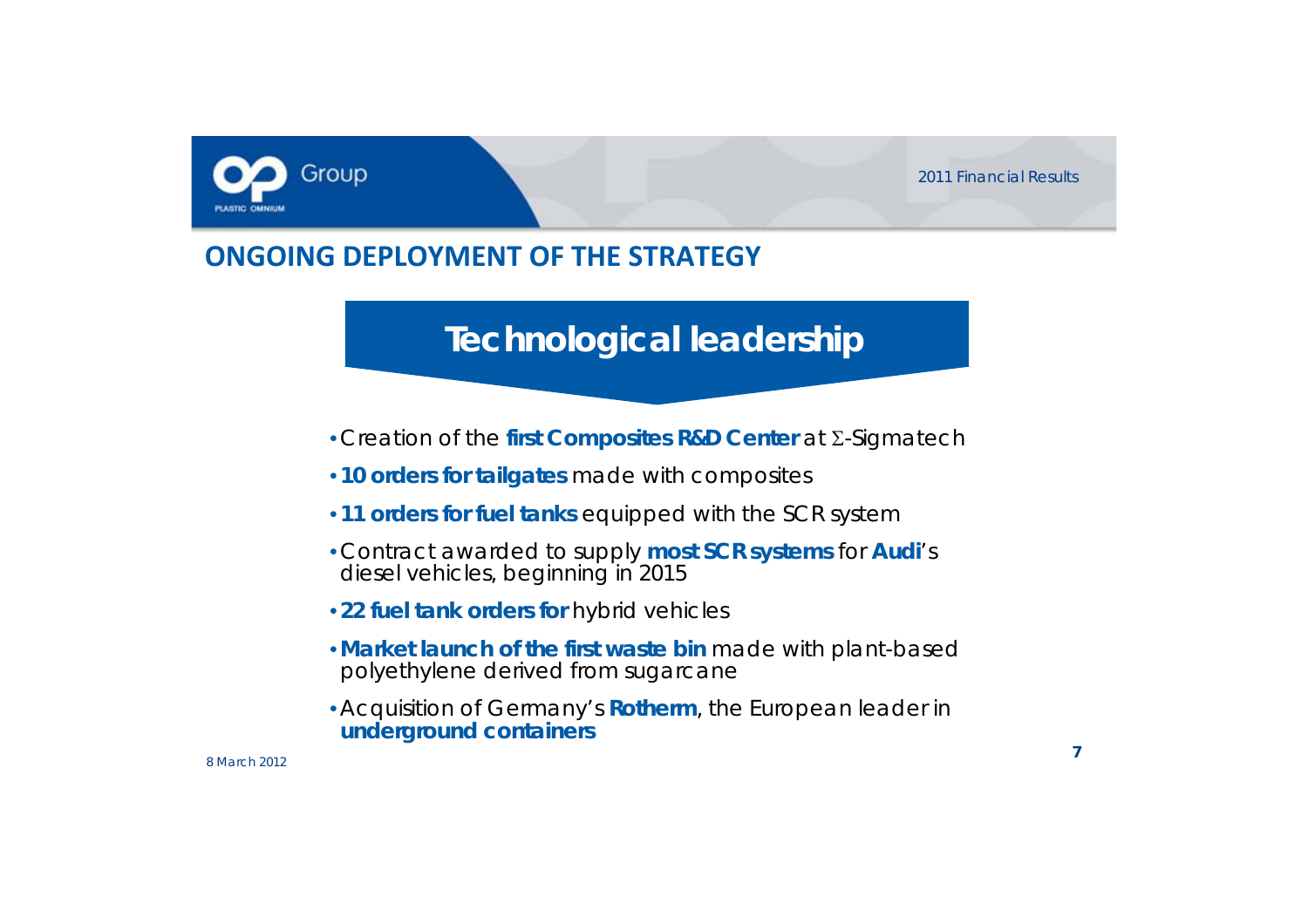## ONGOING DEPLOYMENT OF THE STRATEGY

### Technological leadership

- Creation of the **first Composites R&D Center** at Σ-Sigmatech
- **10 orders for tailgates** made with composites
- **11 orders for fuel tanks** equipped with the SCR system
- Contract awarded to supply **most SCR systems** for **Audi**'s diesel vehicles, beginning in 2015
- **22 fuel tank orders for** hybrid vehicles
- **Market launch of the first waste bin** made with plant-based polyethylene derived from sugarcane
- Acquisition of Germany's **Rotherm**, the European leader in **underground containers**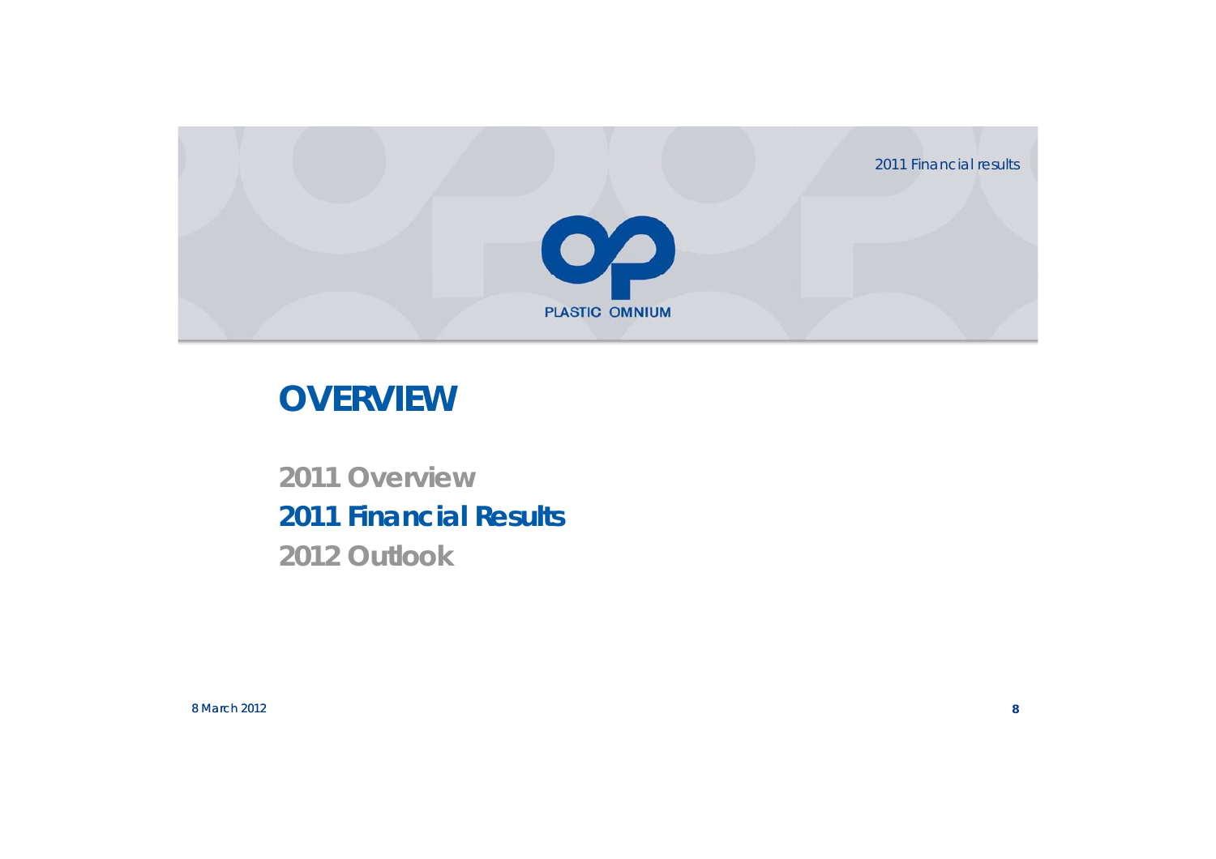# OVERVIEW

2011 Overview

**2011 Financial Results**

2012 Outlook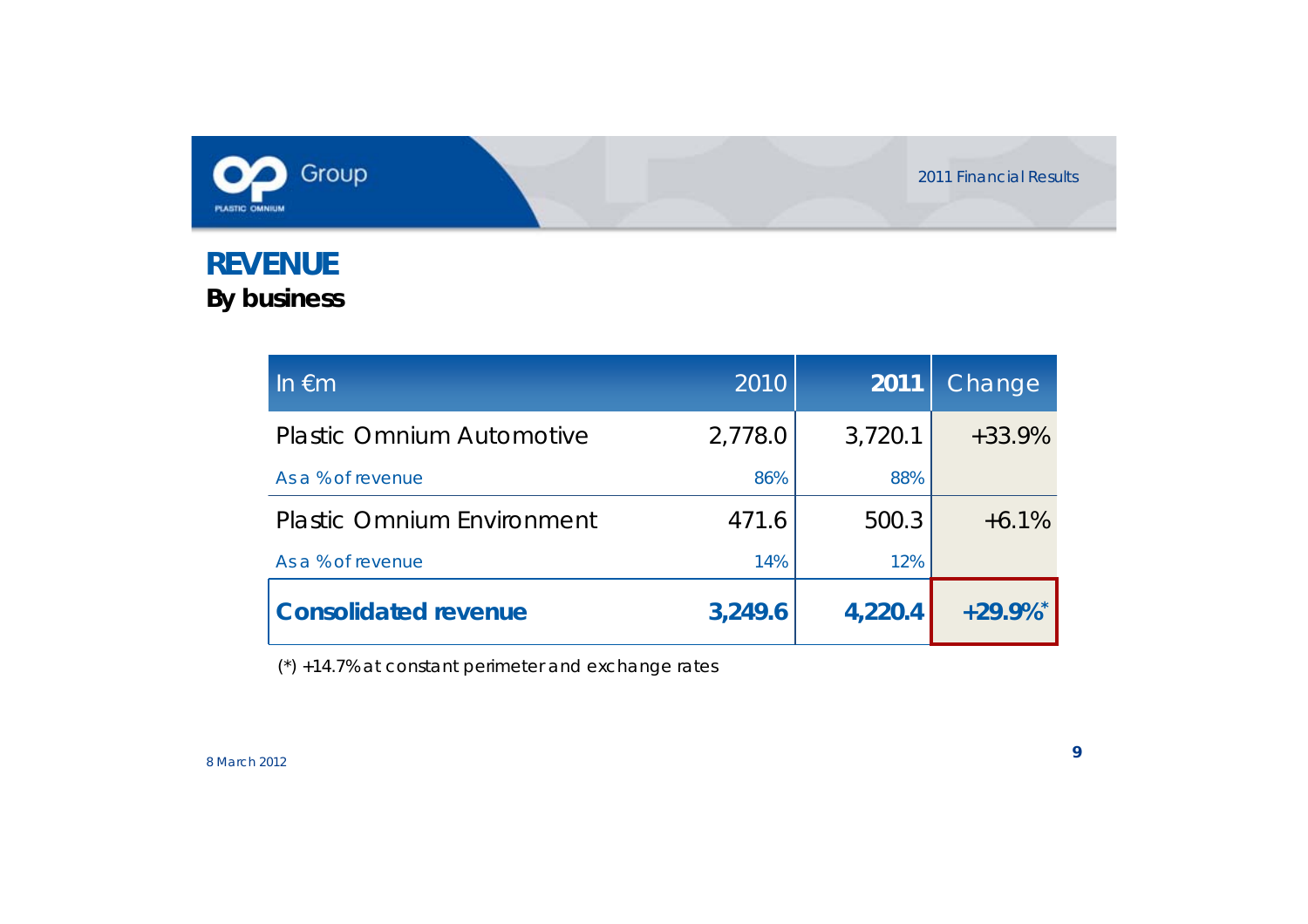# REVENUE

## By business

| In €m | 2010 | **2011** | Change |
|---|---|---|---|
| Plastic Omnium Automotive | 2,778.0 | 3,720.1 | +33.9% |
| As a % of revenue | 86% | 88% | |
| Plastic Omnium Environment | 471.6 | 500.3 | +6.1% |
| As a % of revenue | 14% | 12% | |
| **Consolidated revenue** | **3,249.6** | **4,220.4** | **+29.9%*** |

(*) +14.7% at constant perimeter and exchange rates

8 March 2012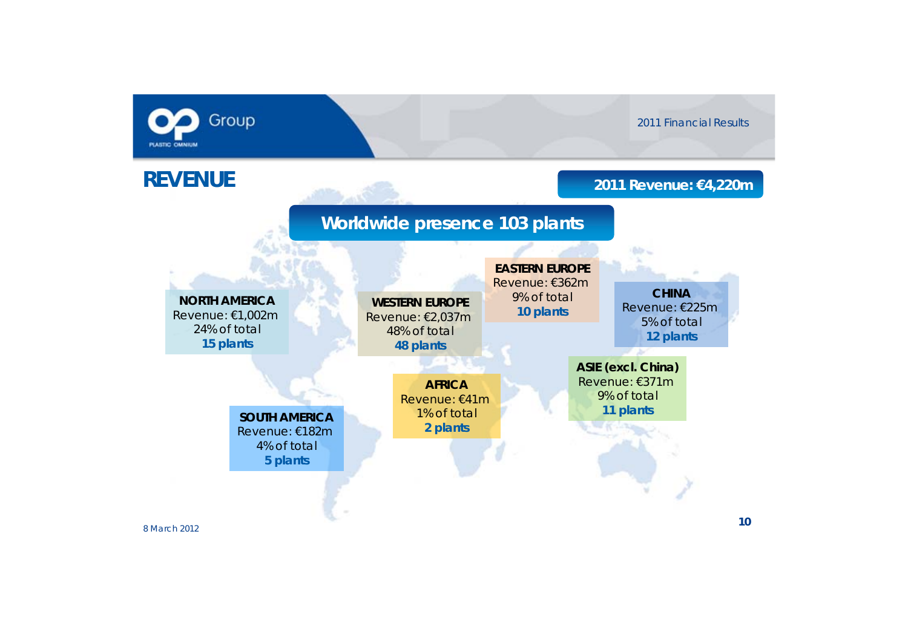# REVENUE

**2011 Revenue: €4,220m**

## Worldwide presence 103 plants

**NORTH AMERICA**
Revenue: €1,002m
24% of total
**15 plants**

**WESTERN EUROPE**
Revenue: €2,037m
48% of total
**48 plants**

**EASTERN EUROPE**
Revenue: €362m
9% of total
**10 plants**

**CHINA**
Revenue: €225m
5% of total
**12 plants**

**ASIE (excl. China)**
Revenue: €371m
9% of total
**11 plants**

**AFRICA**
Revenue: €41m
1% of total
**2 plants**

**SOUTH AMERICA**
Revenue: €182m
4% of total
**5 plants**

8 March 2012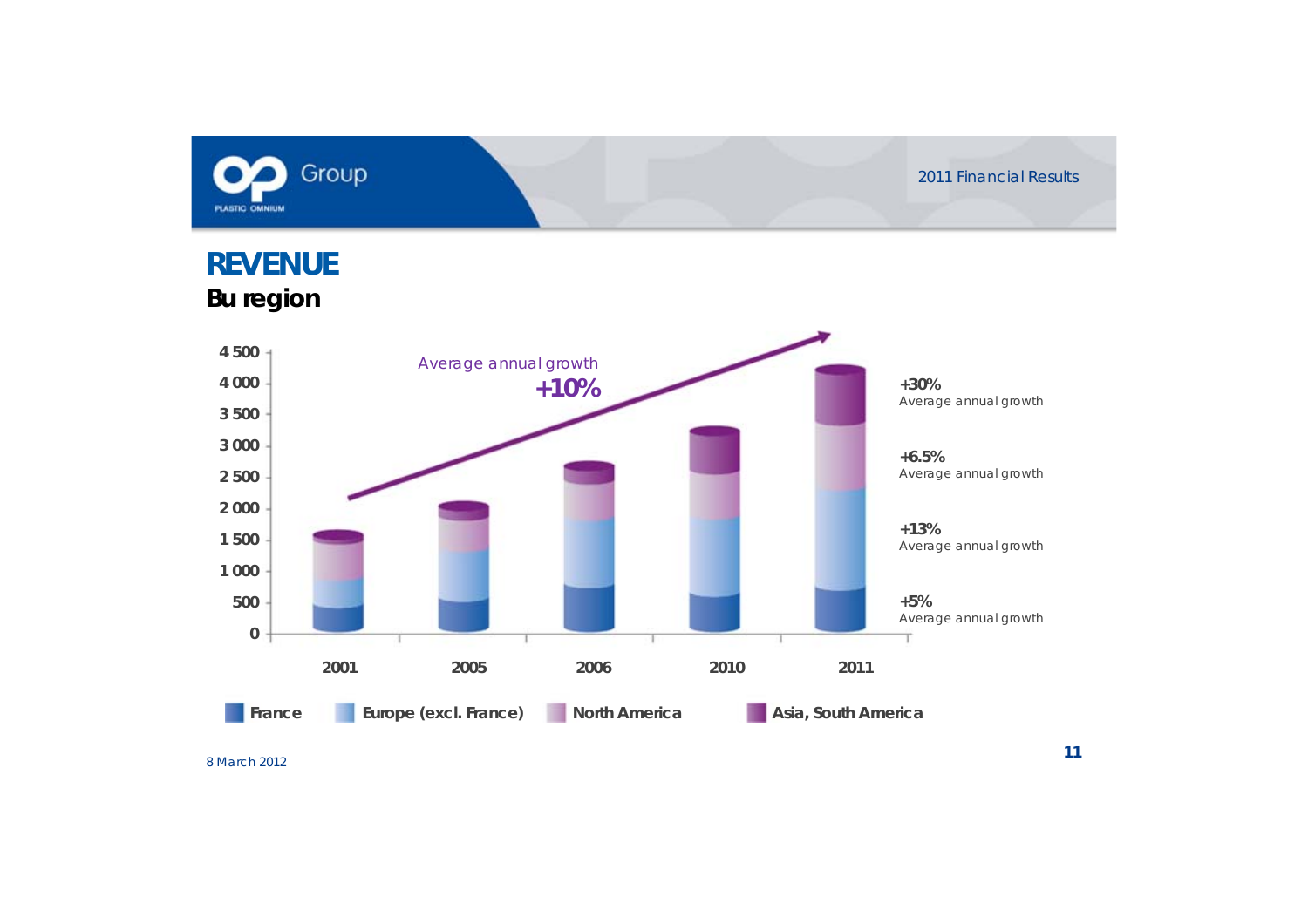# REVENUE

## Bu region

Average annual growth **+10%**

| | 2001 | 2005 | 2006 | 2010 | 2011 |
|---|---|---|---|---|---|

**+30%** Average annual growth

**+6.5%** Average annual growth

**+13%** Average annual growth

**+5%** Average annual growth

France | Europe (excl. France) | North America | Asia, South America

8 March 2012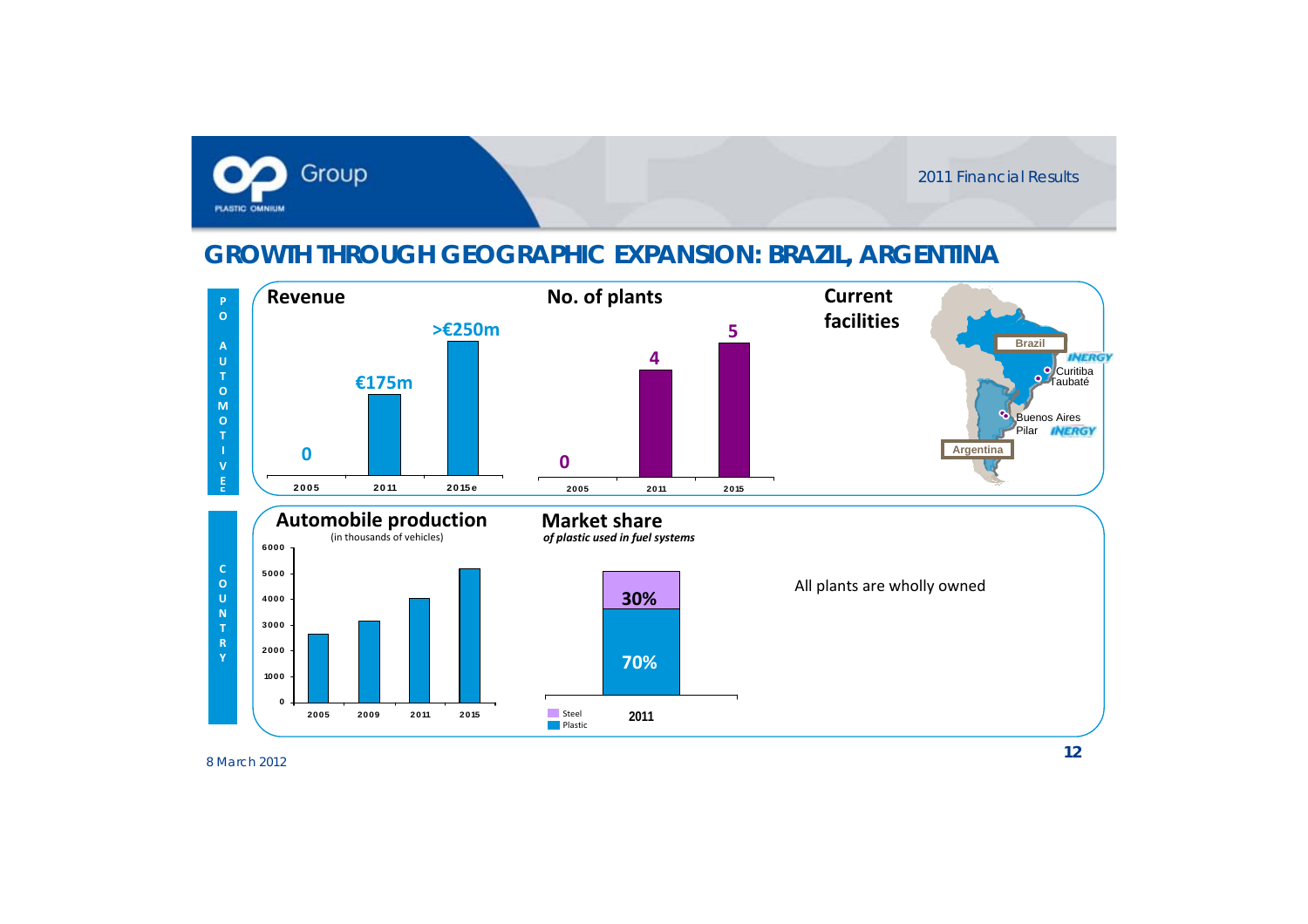# GROWTH THROUGH GEOGRAPHIC EXPANSION: BRAZIL, ARGENTINA

**PO AUTOMOTIVE**

**Revenue**

| 2005 | 2011 | 2015e |
|---|---|---|
| 0 | €175m | >€250m |

**No. of plants**

| 2005 | 2011 | 2015 |
|---|---|---|
| 0 | 4 | 5 |

**Current facilities**

- Brazil: Curitiba, Taubaté (INERGY)
- Argentina: Buenos Aires, Pilar (INERGY)

**COUNTRY**

**Automobile production**

(in thousands of vehicles)

| 2005 | 2009 | 2011 | 2015 |
|---|---|---|---|

**Market share**

*of plastic used in fuel systems*

| 2011 | |
|---|---|
| Steel | 30% |
| Plastic | 70% |

All plants are wholly owned

8 March 2012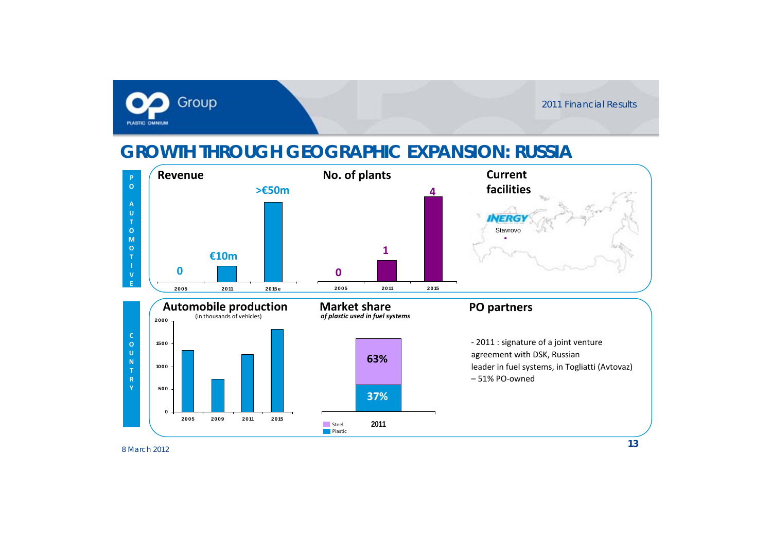# GROWTH THROUGH GEOGRAPHIC EXPANSION: RUSSIA

## PO AUTOMOTIVE

### Revenue

| 2005 | 2011 | 2015e |
|---|---|---|
| 0 | €10m | >€50m |

### No. of plants

| 2005 | 2011 | 2015 |
|---|---|---|
| 0 | 1 | 4 |

### Current facilities

INERGY

Stavrovo

## COUNTRY

### Automobile production

(in thousands of vehicles)

| 2005 | 2009 | 2011 | 2015 |
|---|---|---|---|

### Market share

*of plastic used in fuel systems*

| | 2011 |
|---|---|
| Steel | 63% |
| Plastic | 37% |

### PO partners

- 2011 : signature of a joint venture agreement with DSK, Russian leader in fuel systems, in Togliatti (Avtovaz) – 51% PO-owned

8 March 2012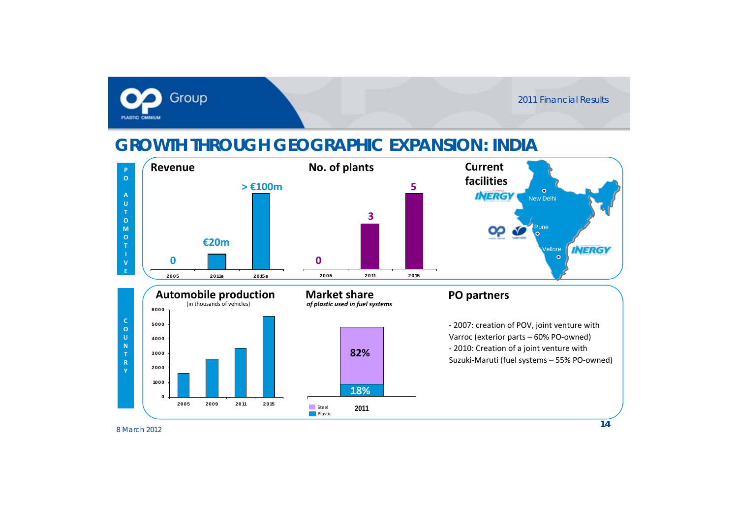# GROWTH THROUGH GEOGRAPHIC EXPANSION: INDIA

## PO AUTOMOTIVE

### Revenue

| 2005 | 2011e | 2015e |
|---|---|---|
| 0 | €20m | > €100m |

### No. of plants

| 2005 | 2011 | 2015 |
|---|---|---|
| 0 | 3 | 5 |

### Current facilities

- New Delhi (INERGY)
- Pune (PO, Varroc)
- Vellore (INERGY)

## COUNTRY

### Automobile production

(in thousands of vehicles)

Years shown: 2005, 2009, 2011, 2015

### Market share

*of plastic used in fuel systems*

| 2011 | |
|---|---|
| Steel | 82% |
| Plastic | 18% |

### PO partners

- 2007: creation of POV, joint venture with Varroc (exterior parts – 60% PO-owned)
- 2010: Creation of a joint venture with Suzuki-Maruti (fuel systems – 55% PO-owned)

8 March 2012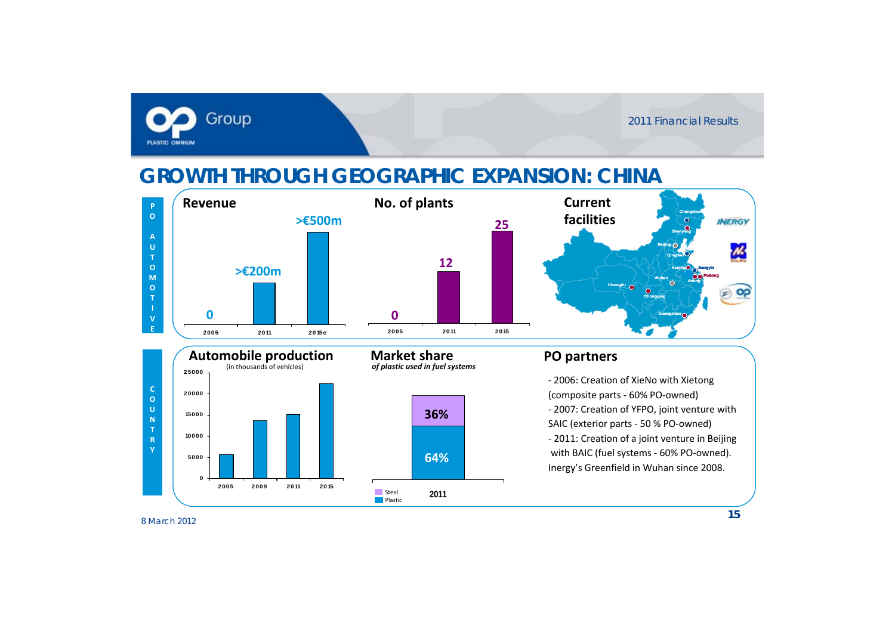# GROWTH THROUGH GEOGRAPHIC EXPANSION: CHINA

**PO AUTOMOTIVE**

**Revenue**

| 2005 | 2011 | 2015e |
|---|---|---|
| 0 | >€200m | >€500m |

**No. of plants**

| 2005 | 2011 | 2015 |
|---|---|---|
| 0 | 12 | 25 |

**Current facilities**

Changchun, Shenyang, Beijing, Qingdao, Nanjing, Jiangyin, Pudong, Anting, Wuhan, Chengdu, Chongqing, Guangzhou

INERGY

**COUNTRY**

**Automobile production**
(in thousands of vehicles)

| 2005 | 2009 | 2011 | 2015 |
|---|---|---|---|
| ~5,700 | ~13,800 | ~15,200 | ~22,300 |

**Market share**
*of plastic used in fuel systems*

| 2011 | |
|---|---|
| Steel | 36% |
| Plastic | 64% |

**PO partners**

- 2006: Creation of XieNo with Xietong (composite parts - 60% PO-owned)
- 2007: Creation of YFPO, joint venture with SAIC (exterior parts - 50 % PO-owned)
- 2011: Creation of a joint venture in Beijing with BAIC (fuel systems - 60% PO-owned).

Inergy's Greenfield in Wuhan since 2008.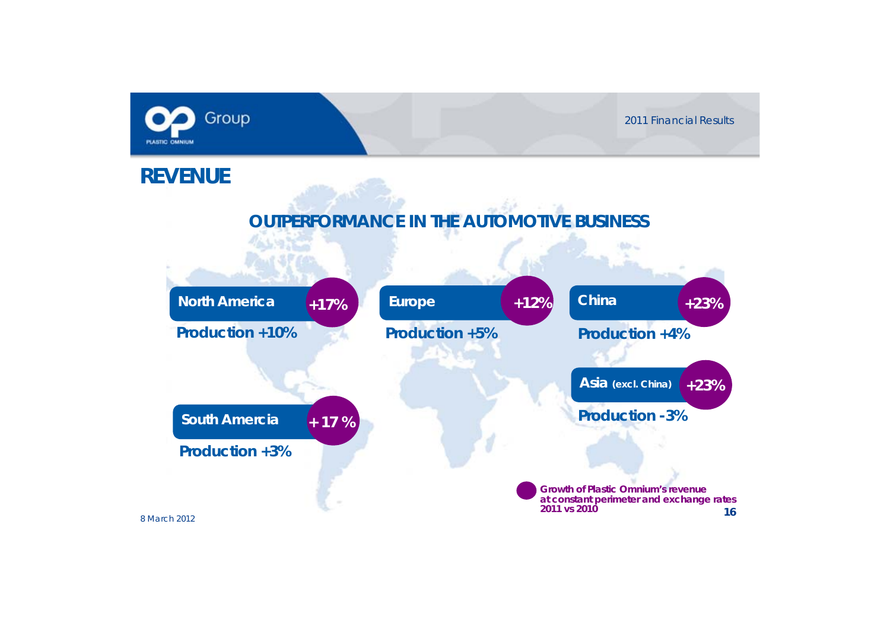# REVENUE

## OUTPERFORMANCE IN THE AUTOMOTIVE BUSINESS

**North America** **+17%**
**Production +10%**

**Europe** **+12%**
**Production +5%**

**China** **+23%**
**Production +4%**

**Asia (excl. China)** **+23%**
**Production -3%**

**South Amercia** **+ 17 %**
**Production +3%**

**Growth of Plastic Omnium's revenue at constant perimeter and exchange rates 2011 vs 2010**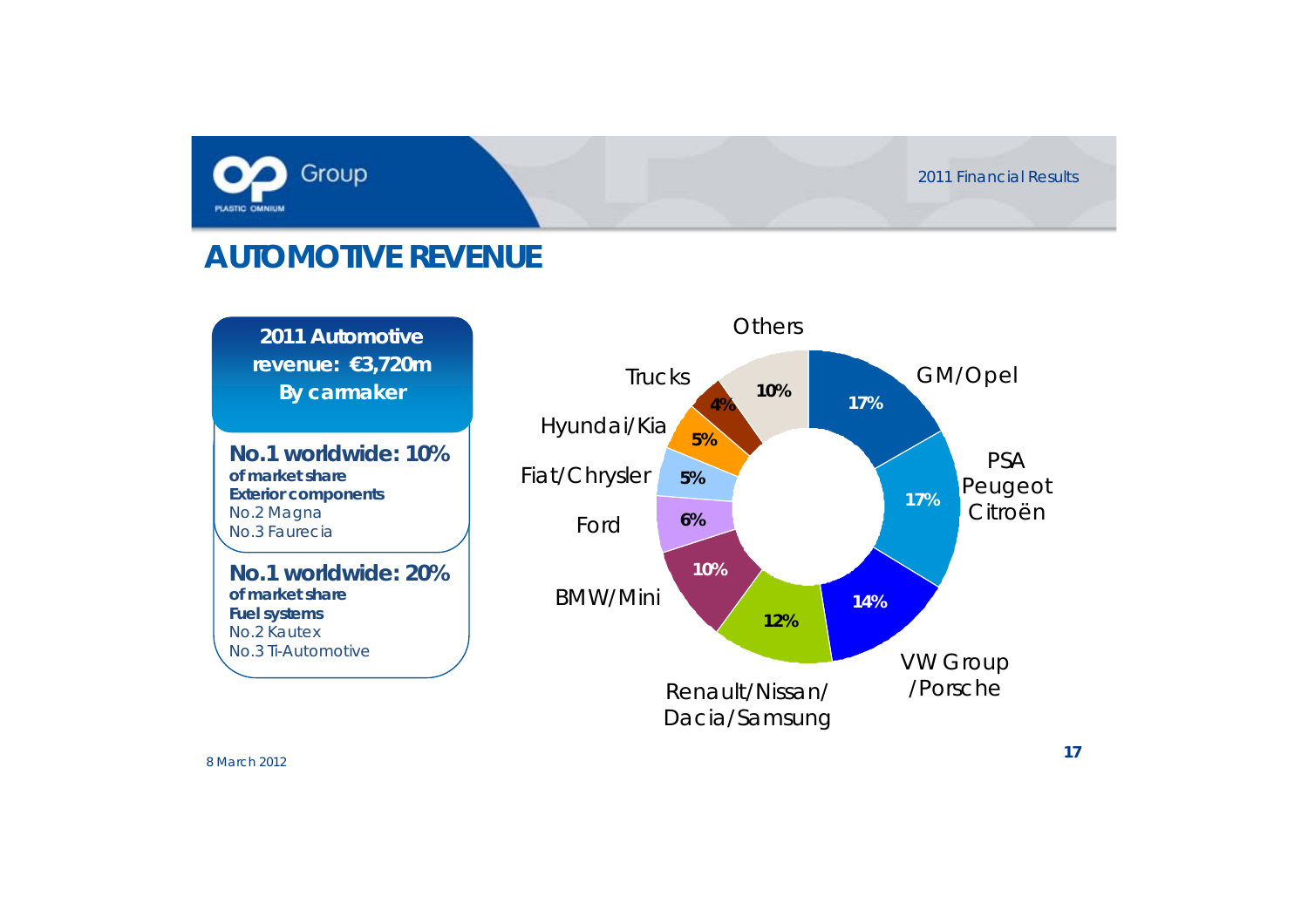# AUTOMOTIVE REVENUE

**2011 Automotive revenue: €3,720m By carmaker**

**No.1 worldwide: 10%**
**of market share**
**Exterior components**
No.2 Magna
No.3 Faurecia

**No.1 worldwide: 20%**
**of market share**
**Fuel systems**
No.2 Kautex
No.3 Ti-Automotive

| Carmaker | Share |
|---|---|
| GM/Opel | 17% |
| PSA Peugeot Citroën | 17% |
| VW Group /Porsche | 14% |
| Renault/Nissan/ Dacia/Samsung | 12% |
| BMW/Mini | 10% |
| Ford | 6% |
| Fiat/Chrysler | 5% |
| Hyundai/Kia | 5% |
| Trucks | 4% |
| Others | 10% |

8 March 2012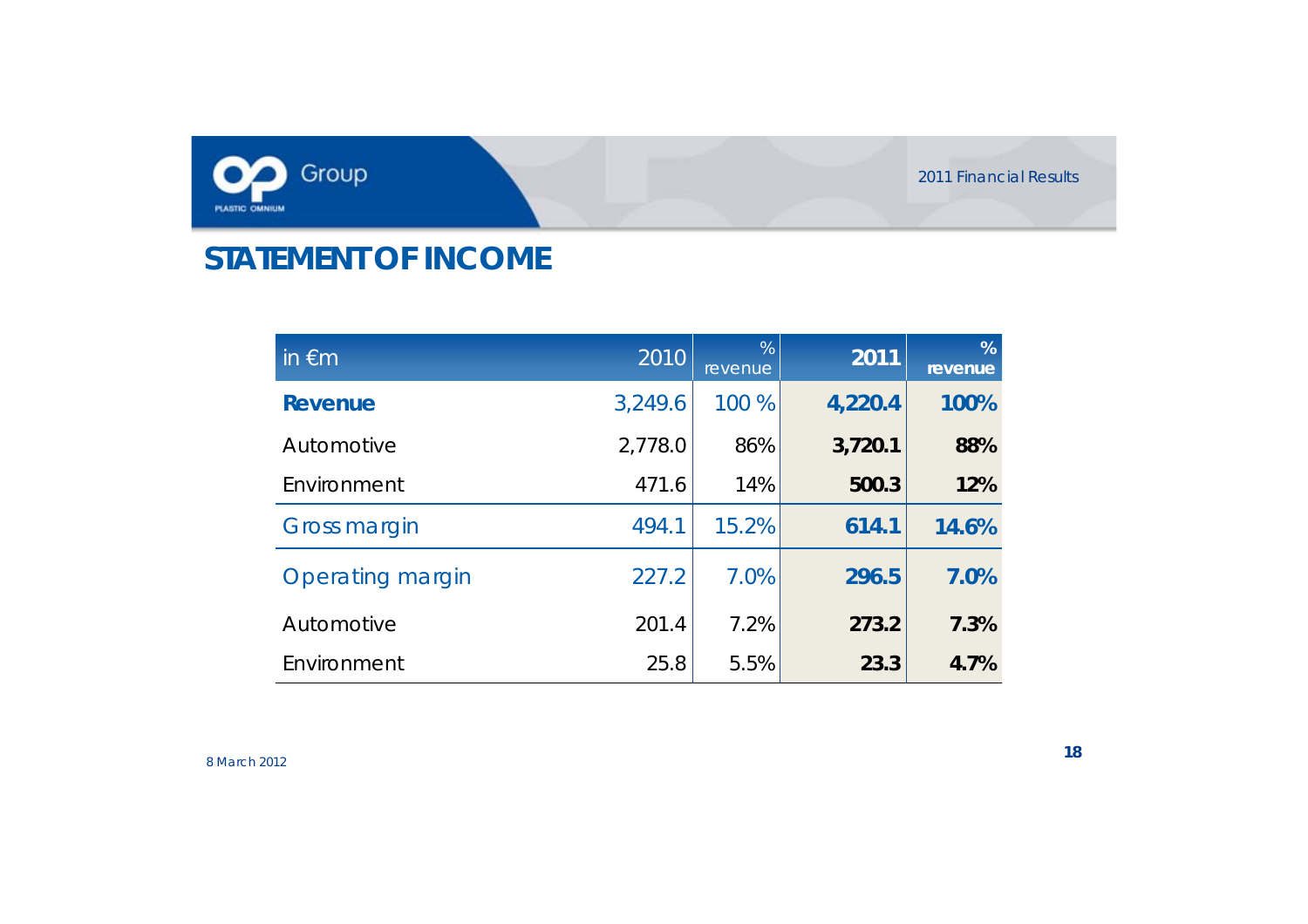# STATEMENT OF INCOME

| in €m | 2010 | % revenue | 2011 | % revenue |
|---|---|---|---|---|
| **Revenue** | 3,249.6 | 100 % | **4,220.4** | **100%** |
| Automotive | 2,778.0 | 86% | **3,720.1** | **88%** |
| Environment | 471.6 | 14% | **500.3** | **12%** |
| Gross margin | 494.1 | 15.2% | **614.1** | **14.6%** |
| Operating margin | 227.2 | 7.0% | **296.5** | **7.0%** |
| Automotive | 201.4 | 7.2% | **273.2** | **7.3%** |
| Environment | 25.8 | 5.5% | **23.3** | **4.7%** |

8 March 2012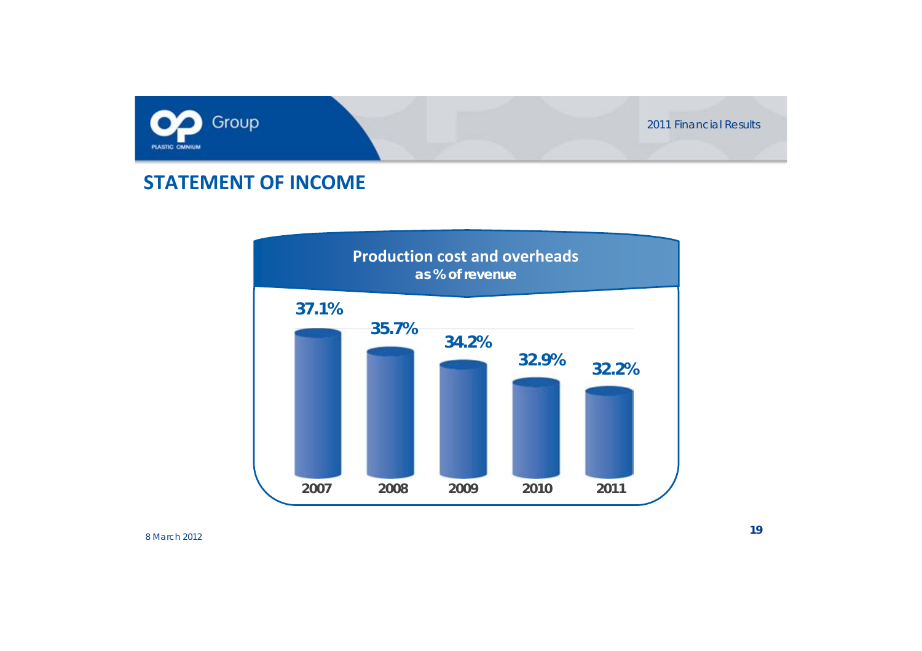## STATEMENT OF INCOME

**Production cost and overheads**
**as % of revenue**

| 2007 | 2008 | 2009 | 2010 | 2011 |
|---|---|---|---|---|
| 37.1% | 35.7% | 34.2% | 32.9% | 32.2% |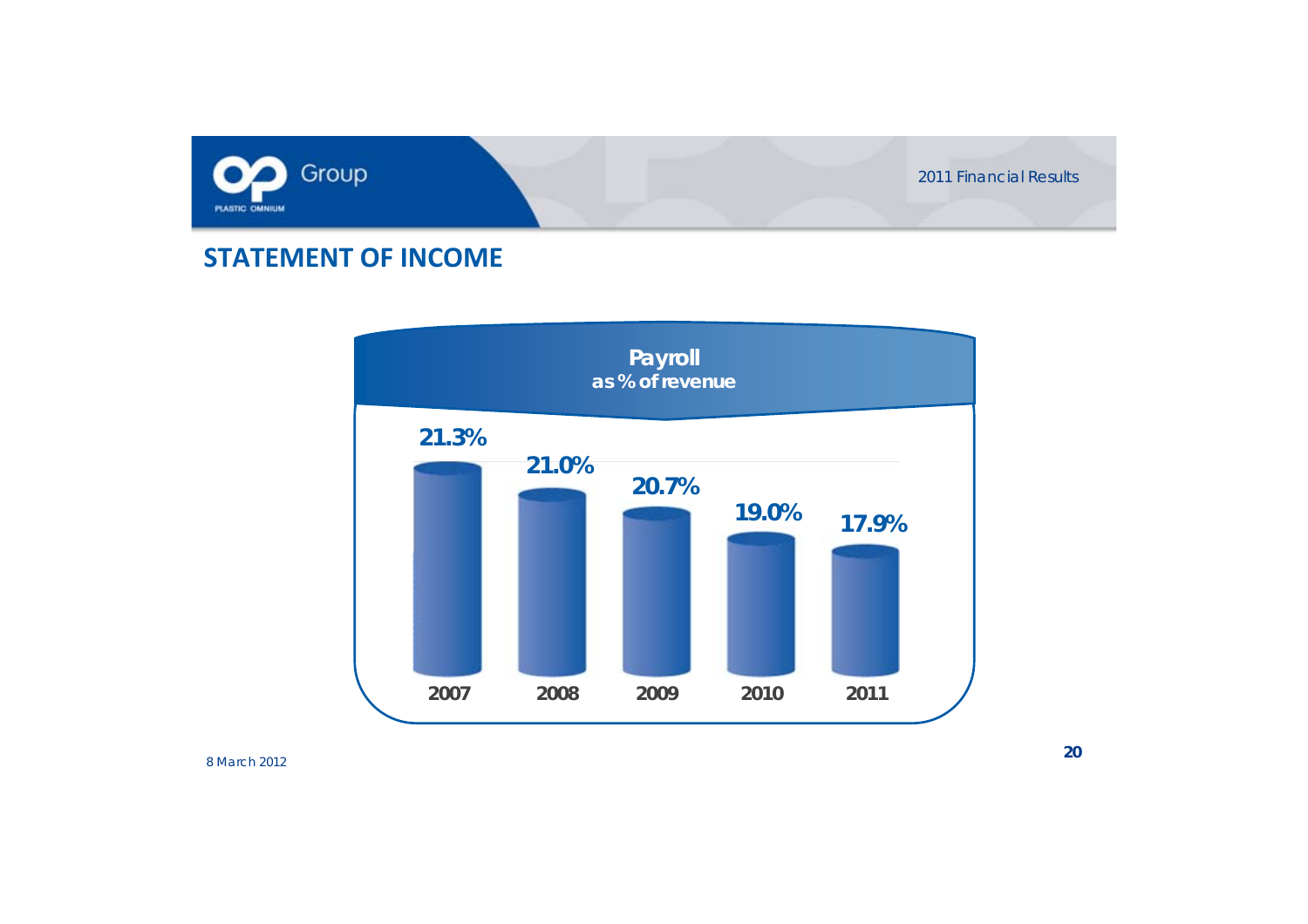## STATEMENT OF INCOME

**Payroll**
**as % of revenue**

| 2007 | 2008 | 2009 | 2010 | 2011 |
|---|---|---|---|---|
| 21.3% | 21.0% | 20.7% | 19.0% | 17.9% |

8 March 2012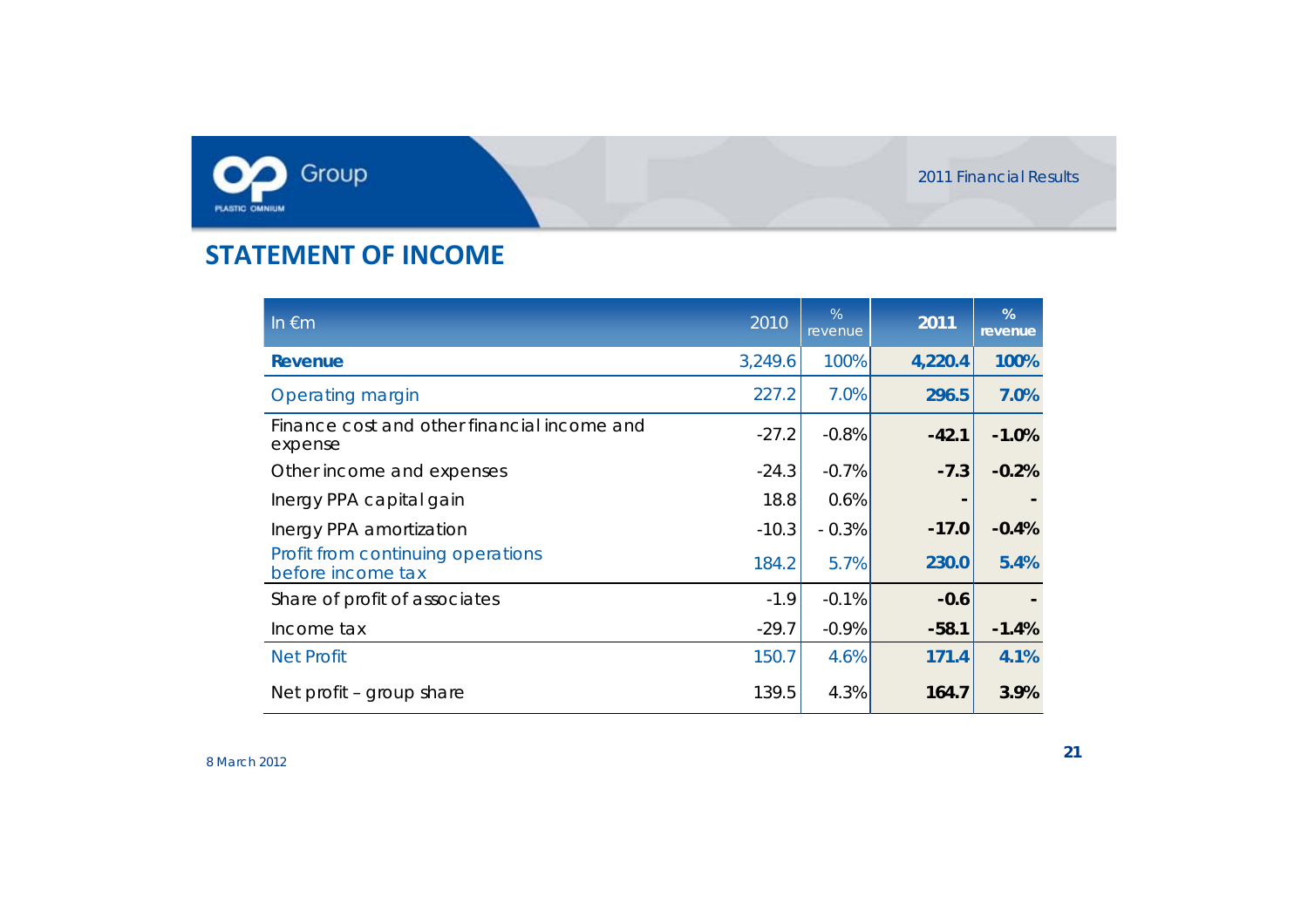## STATEMENT OF INCOME

| In €m | 2010 | % revenue | 2011 | % revenue |
|---|---|---|---|---|
| **Revenue** | 3,249.6 | 100% | **4,220.4** | **100%** |
| Operating margin | 227.2 | 7.0% | **296.5** | **7.0%** |
| Finance cost and other financial income and expense | -27.2 | -0.8% | **-42.1** | **-1.0%** |
| Other income and expenses | -24.3 | -0.7% | **-7.3** | **-0.2%** |
| Inergy PPA capital gain | 18.8 | 0.6% | **-** | **-** |
| Inergy PPA amortization | -10.3 | - 0.3% | **-17.0** | **-0.4%** |
| Profit from continuing operations before income tax | 184.2 | 5.7% | **230.0** | **5.4%** |
| Share of profit of associates | -1.9 | -0.1% | **-0.6** | **-** |
| Income tax | -29.7 | -0.9% | **-58.1** | **-1.4%** |
| Net Profit | 150.7 | 4.6% | **171.4** | **4.1%** |
| Net profit – group share | 139.5 | 4.3% | **164.7** | **3.9%** |

8 March 2012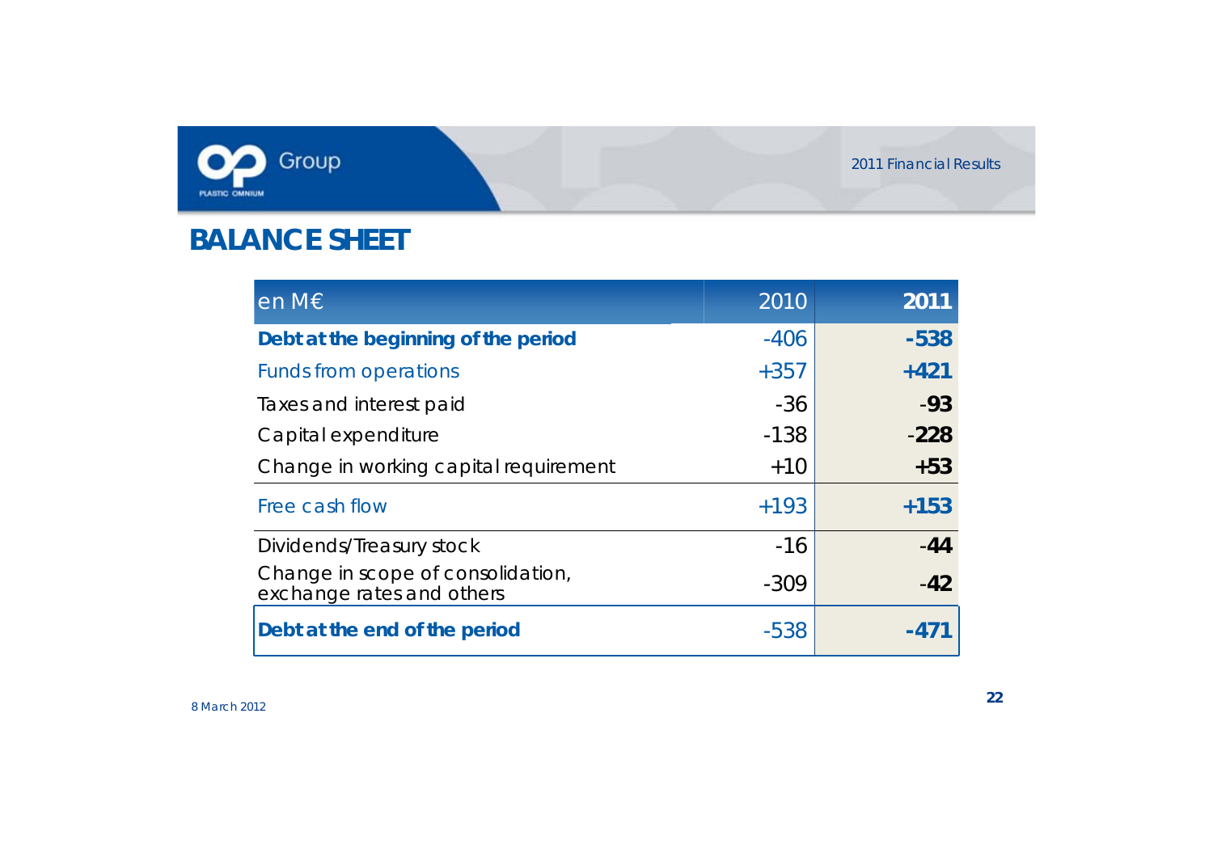# BALANCE SHEET

| en M€ | 2010 | 2011 |
|---|---|---|
| **Debt at the beginning of the period** | -406 | **-538** |
| Funds from operations | +357 | **+421** |
| Taxes and interest paid | -36 | **-93** |
| Capital expenditure | -138 | **-228** |
| Change in working capital requirement | +10 | **+53** |
| Free cash flow | +193 | **+153** |
| Dividends/Treasury stock | -16 | **-44** |
| Change in scope of consolidation, exchange rates and others | -309 | **-42** |
| **Debt at the end of the period** | -538 | **-471** |

8 March 2012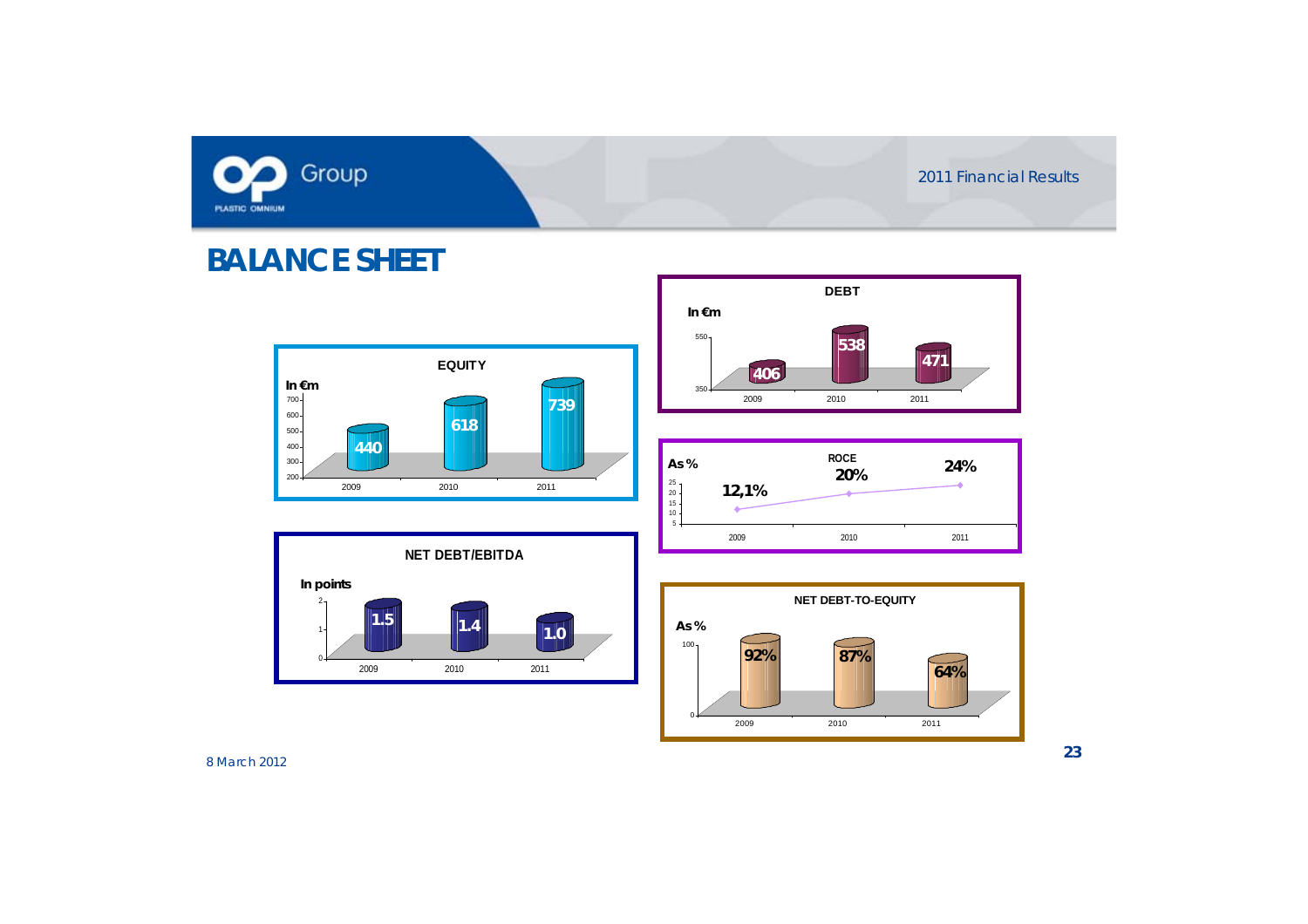# BALANCE SHEET

**EQUITY** (In €m)

| 2009 | 2010 | 2011 |
| --- | --- | --- |
| 440 | 618 | 739 |

**DEBT** (In €m)

| 2009 | 2010 | 2011 |
| --- | --- | --- |
| 406 | 538 | 471 |

**ROCE** (As %)

| 2009 | 2010 | 2011 |
| --- | --- | --- |
| 12,1% | 20% | 24% |

**NET DEBT/EBITDA** (In points)

| 2009 | 2010 | 2011 |
| --- | --- | --- |
| 1.5 | 1.4 | 1.0 |

**NET DEBT-TO-EQUITY** (As %)

| 2009 | 2010 | 2011 |
| --- | --- | --- |
| 92% | 87% | 64% |

8 March 2012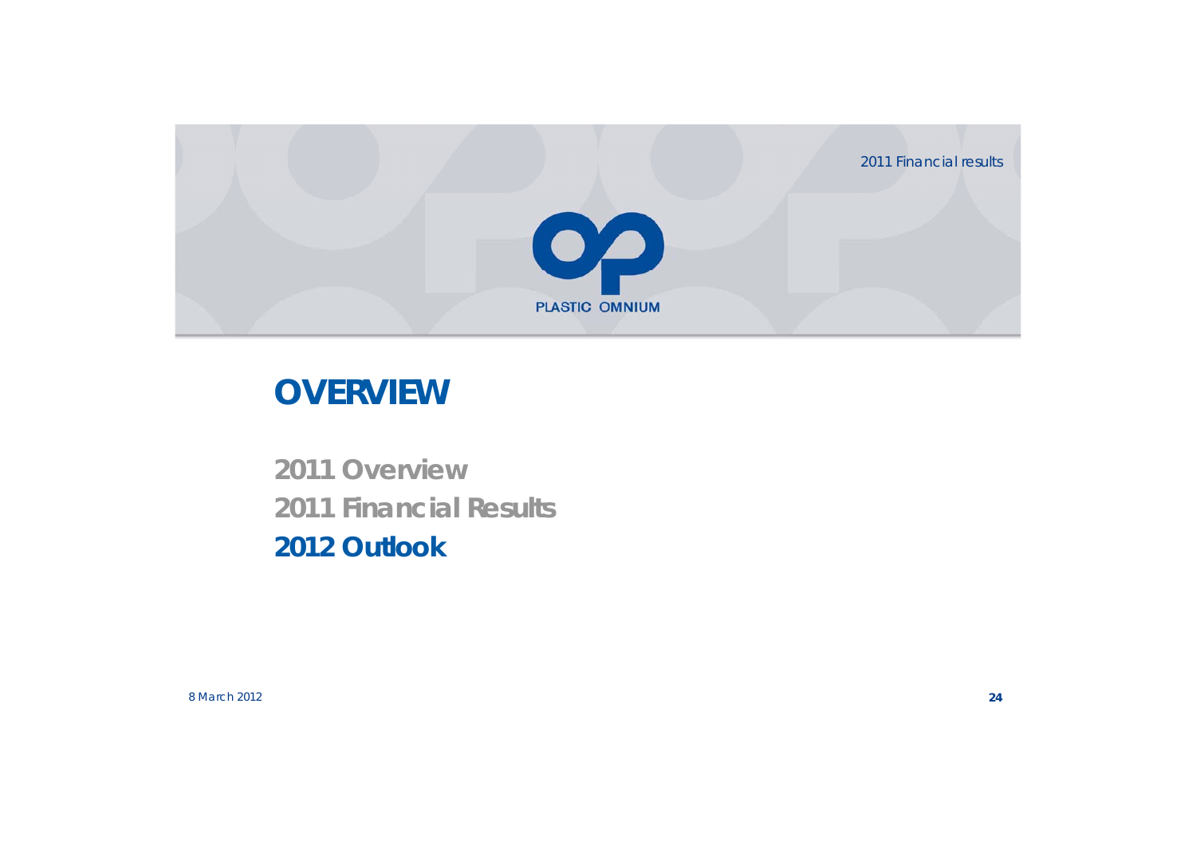# OVERVIEW

2011 Overview

2011 Financial Results

**2012 Outlook**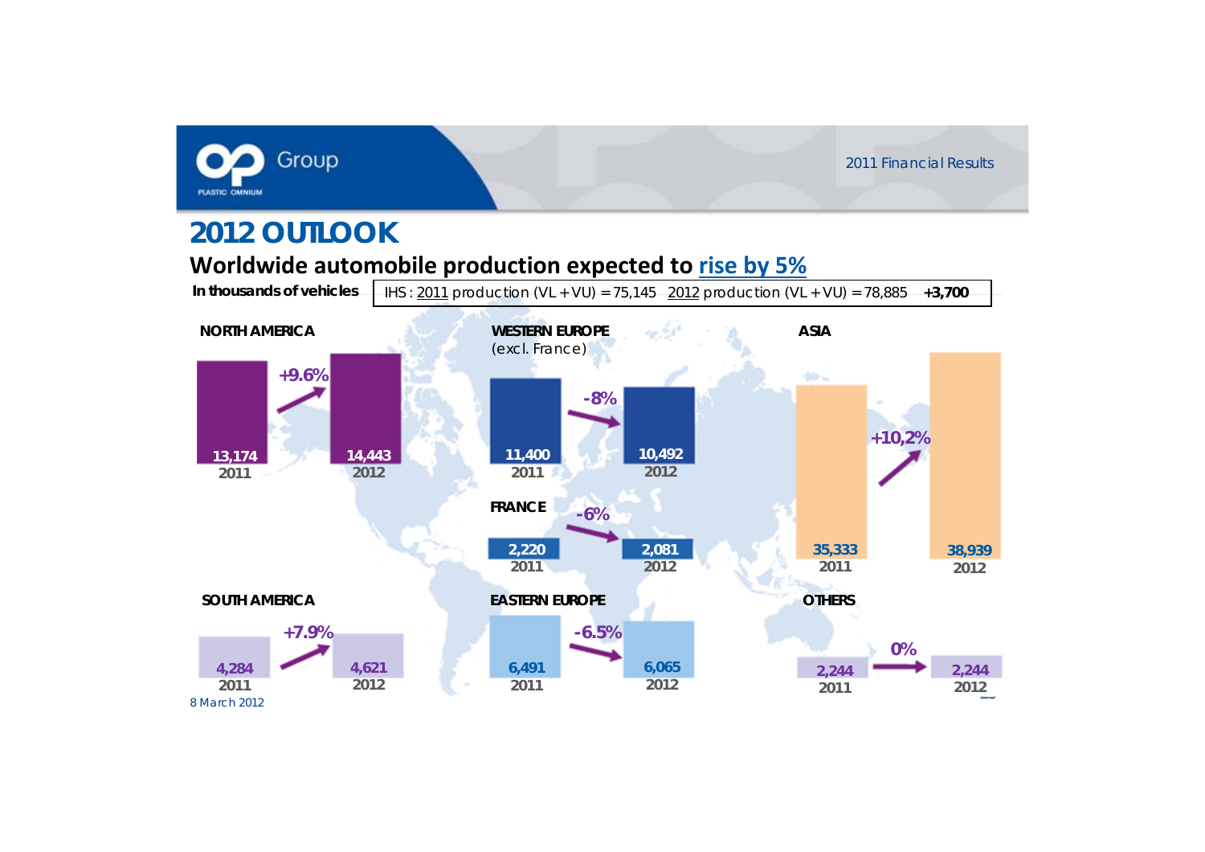# 2012 OUTLOOK

## Worldwide automobile production expected to rise by 5%

**In thousands of vehicles**

IHS : 2011 production (VL + VU) = 75,145   2012 production (VL + VU) = 78,885   **+3,700**

| Region | 2011 | 2012 | Change |
|---|---|---|---|
| **NORTH AMERICA** | 13,174 | 14,443 | +9.6% |
| **WESTERN EUROPE** (excl. France) | 11,400 | 10,492 | -8% |
| **FRANCE** | 2,220 | 2,081 | -6% |
| **ASIA** | 35,333 | 38,939 | +10,2% |
| **SOUTH AMERICA** | 4,284 | 4,621 | +7.9% |
| **EASTERN EUROPE** | 6,491 | 6,065 | -6.5% |
| **OTHERS** | 2,244 | 2,244 | 0% |

8 March 2012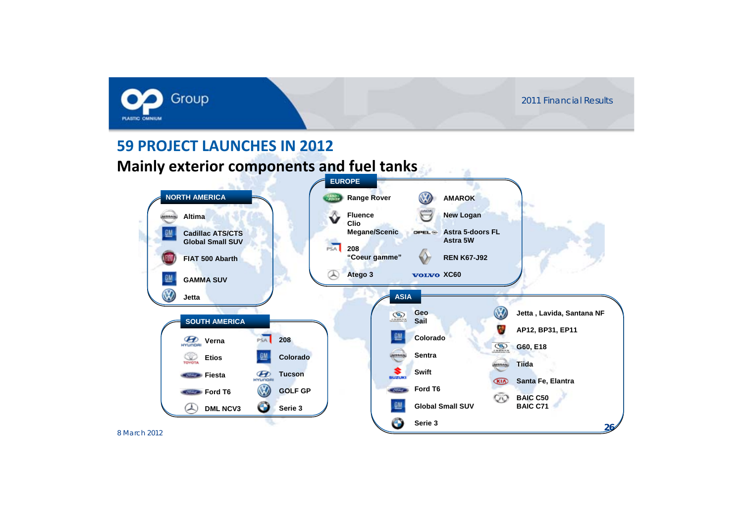# 59 PROJECT LAUNCHES IN 2012

## Mainly exterior components and fuel tanks

### NORTH AMERICA

- Altima
- Cadillac ATS/CTS
- Global Small SUV
- FIAT 500 Abarth
- GAMMA SUV
- Jetta

### EUROPE

- Range Rover
- Fluence
- Clio
- Megane/Scenic
- 208
- "Coeur gamme"
- Atego 3
- AMAROK
- New Logan
- Astra 5-doors FL
- Astra 5W
- REN K67-J92
- XC60

### SOUTH AMERICA

- Verna
- Etios
- Fiesta
- Ford T6
- DML NCV3
- 208
- Colorado
- Tucson
- GOLF GP
- Serie 3

### ASIA

- Geo
- Sail
- Colorado
- Sentra
- Swift
- Ford T6
- Global Small SUV
- Serie 3
- Jetta , Lavida, Santana NF
- AP12, BP31, EP11
- G60, E18
- Tiida
- Santa Fe, Elantra
- BAIC C50
- BAIC C71

8 March 2012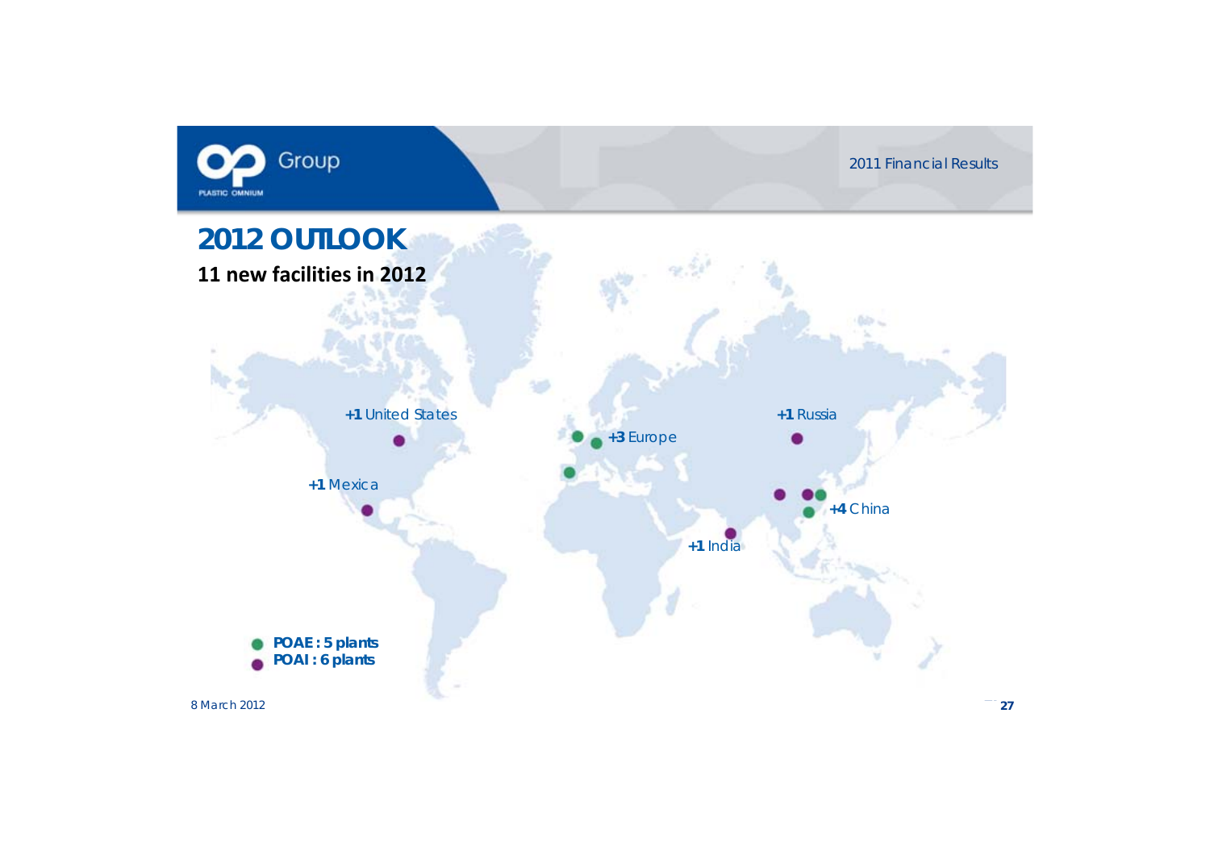# 2012 OUTLOOK

## 11 new facilities in 2012

**+1** United States

**+1** Mexica

**+3** Europe

**+1** Russia

**+4** China

**+1** India

- **POAE : 5 plants**
- **POAI : 6 plants**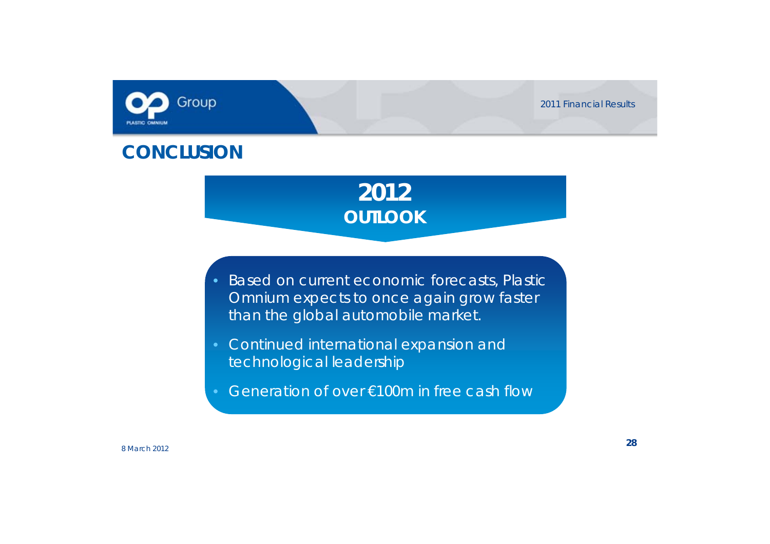## CONCLUSION

### 2012
### OUTLOOK

- Based on current economic forecasts, Plastic Omnium expects to once again grow faster than the global automobile market.
- Continued international expansion and technological leadership
- Generation of over €100m in free cash flow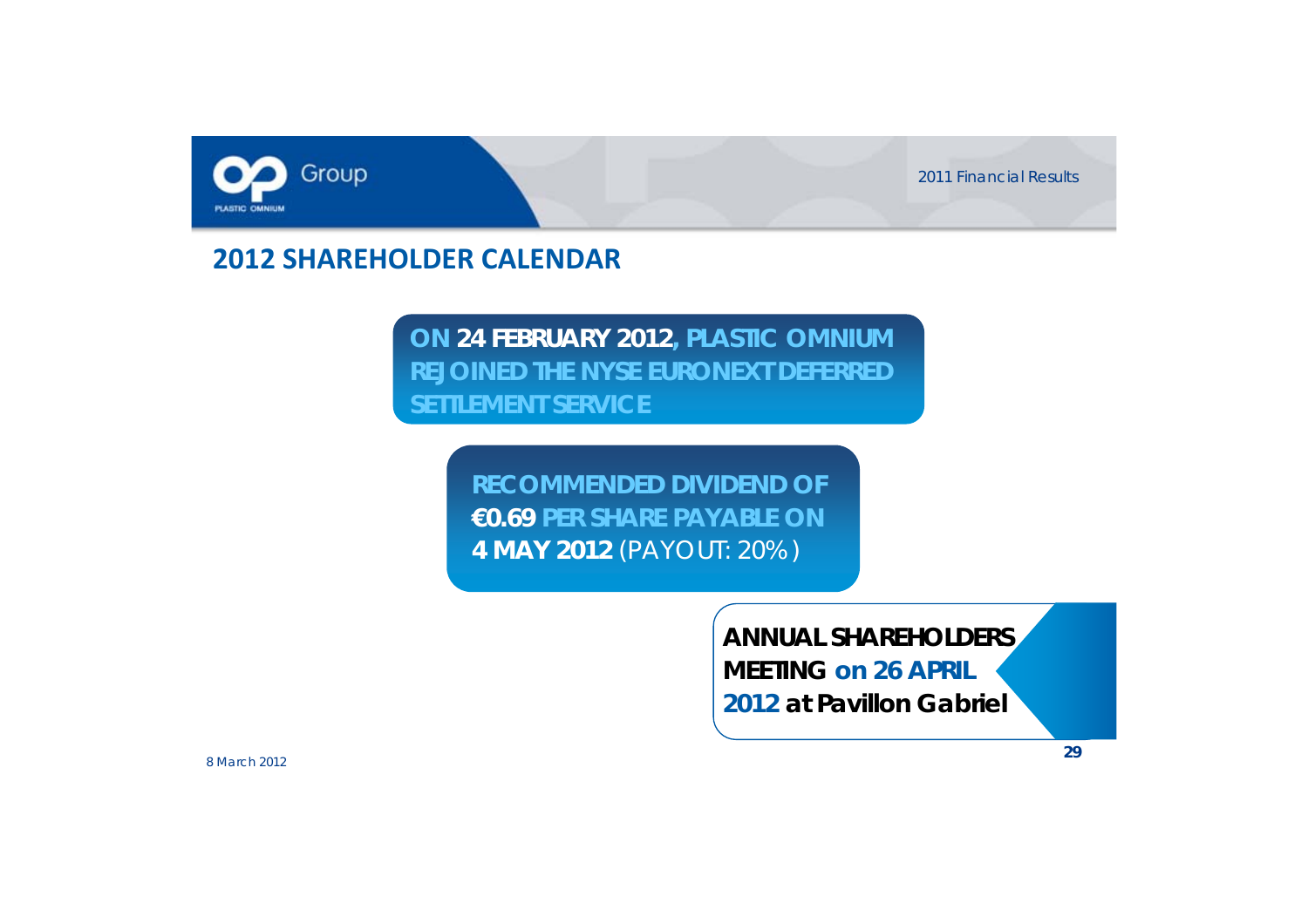## 2012 SHAREHOLDER CALENDAR

**ON 24 FEBRUARY 2012, PLASTIC OMNIUM REJOINED THE NYSE EURONEXT DEFERRED SETTLEMENT SERVICE**

**RECOMMENDED DIVIDEND OF €0.69 PER SHARE PAYABLE ON 4 MAY 2012** (PAYOUT: 20%)

**ANNUAL SHAREHOLDERS MEETING on 26 APRIL 2012 at Pavillon Gabriel**